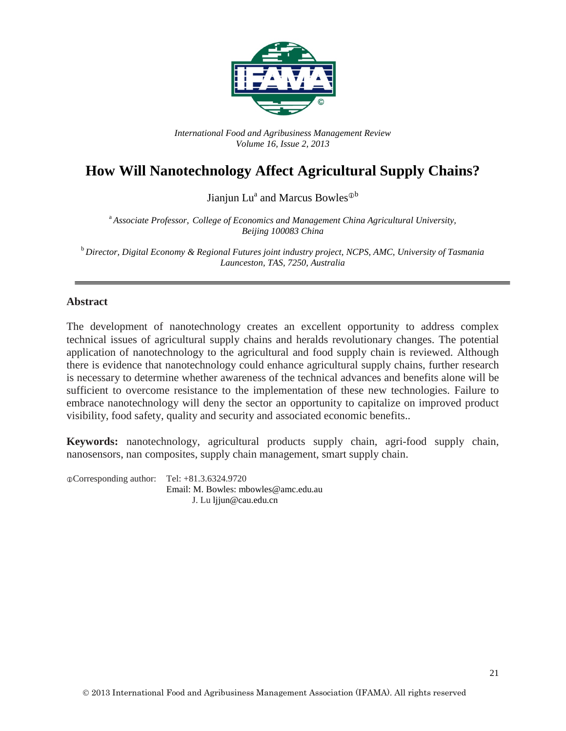*International Food and Agribusiness Management Review*
*Volume 16, Issue 2, 2013*

# How Will Nanotechnology Affect Agricultural Supply Chains?

Jianjun Lu[a] and Marcus Bowles[ⓘb]

[a] *Associate Professor, College of Economics and Management China Agricultural University, Beijing 100083 China*

[b] *Director, Digital Economy & Regional Futures joint industry project, NCPS, AMC, University of Tasmania Launceston, TAS, 7250, Australia*

---

## Abstract

The development of nanotechnology creates an excellent opportunity to address complex technical issues of agricultural supply chains and heralds revolutionary changes. The potential application of nanotechnology to the agricultural and food supply chain is reviewed. Although there is evidence that nanotechnology could enhance agricultural supply chains, further research is necessary to determine whether awareness of the technical advances and benefits alone will be sufficient to overcome resistance to the implementation of these new technologies. Failure to embrace nanotechnology will deny the sector an opportunity to capitalize on improved product visibility, food safety, quality and security and associated economic benefits..

**Keywords:** nanotechnology, agricultural products supply chain, agri-food supply chain, nanosensors, nan composites, supply chain management, smart supply chain.

ⓘCorresponding author: Tel: +81.3.6324.9720
Email: M. Bowles: mbowles@amc.edu.au
J. Lu ljjun@cau.edu.cn

© 2013 International Food and Agribusiness Management Association (IFAMA). All rights reserved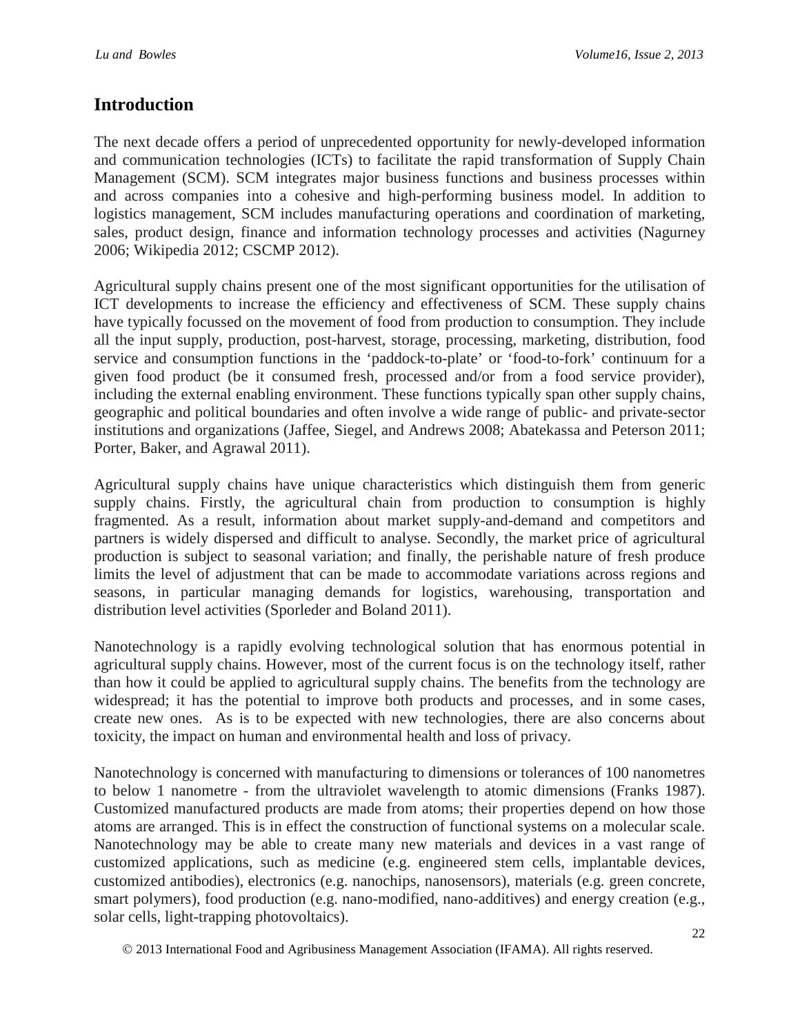## Introduction

The next decade offers a period of unprecedented opportunity for newly-developed information and communication technologies (ICTs) to facilitate the rapid transformation of Supply Chain Management (SCM). SCM integrates major business functions and business processes within and across companies into a cohesive and high-performing business model. In addition to logistics management, SCM includes manufacturing operations and coordination of marketing, sales, product design, finance and information technology processes and activities (Nagurney 2006; Wikipedia 2012; CSCMP 2012).

Agricultural supply chains present one of the most significant opportunities for the utilisation of ICT developments to increase the efficiency and effectiveness of SCM. These supply chains have typically focussed on the movement of food from production to consumption. They include all the input supply, production, post-harvest, storage, processing, marketing, distribution, food service and consumption functions in the 'paddock-to-plate' or 'food-to-fork' continuum for a given food product (be it consumed fresh, processed and/or from a food service provider), including the external enabling environment. These functions typically span other supply chains, geographic and political boundaries and often involve a wide range of public- and private-sector institutions and organizations (Jaffee, Siegel, and Andrews 2008; Abatekassa and Peterson 2011; Porter, Baker, and Agrawal 2011).

Agricultural supply chains have unique characteristics which distinguish them from generic supply chains. Firstly, the agricultural chain from production to consumption is highly fragmented. As a result, information about market supply-and-demand and competitors and partners is widely dispersed and difficult to analyse. Secondly, the market price of agricultural production is subject to seasonal variation; and finally, the perishable nature of fresh produce limits the level of adjustment that can be made to accommodate variations across regions and seasons, in particular managing demands for logistics, warehousing, transportation and distribution level activities (Sporleder and Boland 2011).

Nanotechnology is a rapidly evolving technological solution that has enormous potential in agricultural supply chains. However, most of the current focus is on the technology itself, rather than how it could be applied to agricultural supply chains. The benefits from the technology are widespread; it has the potential to improve both products and processes, and in some cases, create new ones. As is to be expected with new technologies, there are also concerns about toxicity, the impact on human and environmental health and loss of privacy.

Nanotechnology is concerned with manufacturing to dimensions or tolerances of 100 nanometres to below 1 nanometre - from the ultraviolet wavelength to atomic dimensions (Franks 1987). Customized manufactured products are made from atoms; their properties depend on how those atoms are arranged. This is in effect the construction of functional systems on a molecular scale. Nanotechnology may be able to create many new materials and devices in a vast range of customized applications, such as medicine (e.g. engineered stem cells, implantable devices, customized antibodies), electronics (e.g. nanochips, nanosensors), materials (e.g. green concrete, smart polymers), food production (e.g. nano-modified, nano-additives) and energy creation (e.g., solar cells, light-trapping photovoltaics).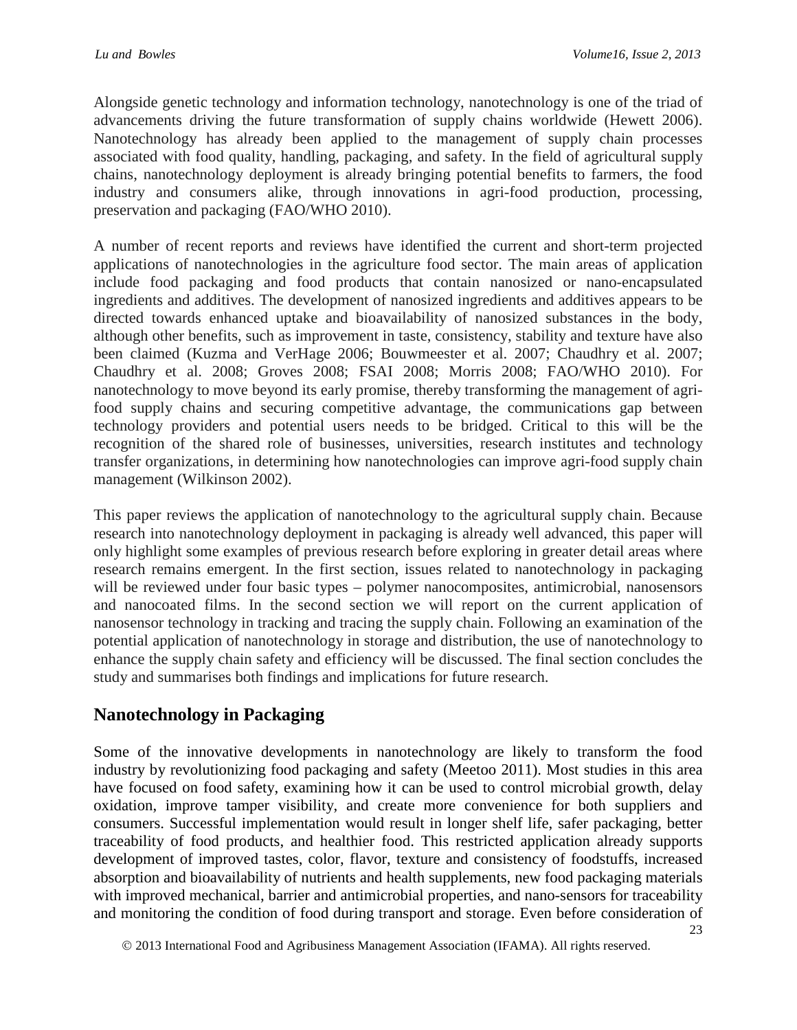Alongside genetic technology and information technology, nanotechnology is one of the triad of advancements driving the future transformation of supply chains worldwide (Hewett 2006). Nanotechnology has already been applied to the management of supply chain processes associated with food quality, handling, packaging, and safety. In the field of agricultural supply chains, nanotechnology deployment is already bringing potential benefits to farmers, the food industry and consumers alike, through innovations in agri-food production, processing, preservation and packaging (FAO/WHO 2010).

A number of recent reports and reviews have identified the current and short-term projected applications of nanotechnologies in the agriculture food sector. The main areas of application include food packaging and food products that contain nanosized or nano-encapsulated ingredients and additives. The development of nanosized ingredients and additives appears to be directed towards enhanced uptake and bioavailability of nanosized substances in the body, although other benefits, such as improvement in taste, consistency, stability and texture have also been claimed (Kuzma and VerHage 2006; Bouwmeester et al. 2007; Chaudhry et al. 2007; Chaudhry et al. 2008; Groves 2008; FSAI 2008; Morris 2008; FAO/WHO 2010). For nanotechnology to move beyond its early promise, thereby transforming the management of agri-food supply chains and securing competitive advantage, the communications gap between technology providers and potential users needs to be bridged. Critical to this will be the recognition of the shared role of businesses, universities, research institutes and technology transfer organizations, in determining how nanotechnologies can improve agri-food supply chain management (Wilkinson 2002).

This paper reviews the application of nanotechnology to the agricultural supply chain. Because research into nanotechnology deployment in packaging is already well advanced, this paper will only highlight some examples of previous research before exploring in greater detail areas where research remains emergent. In the first section, issues related to nanotechnology in packaging will be reviewed under four basic types – polymer nanocomposites, antimicrobial, nanosensors and nanocoated films. In the second section we will report on the current application of nanosensor technology in tracking and tracing the supply chain. Following an examination of the potential application of nanotechnology in storage and distribution, the use of nanotechnology to enhance the supply chain safety and efficiency will be discussed. The final section concludes the study and summarises both findings and implications for future research.

## Nanotechnology in Packaging

Some of the innovative developments in nanotechnology are likely to transform the food industry by revolutionizing food packaging and safety (Meetoo 2011). Most studies in this area have focused on food safety, examining how it can be used to control microbial growth, delay oxidation, improve tamper visibility, and create more convenience for both suppliers and consumers. Successful implementation would result in longer shelf life, safer packaging, better traceability of food products, and healthier food. This restricted application already supports development of improved tastes, color, flavor, texture and consistency of foodstuffs, increased absorption and bioavailability of nutrients and health supplements, new food packaging materials with improved mechanical, barrier and antimicrobial properties, and nano-sensors for traceability and monitoring the condition of food during transport and storage. Even before consideration of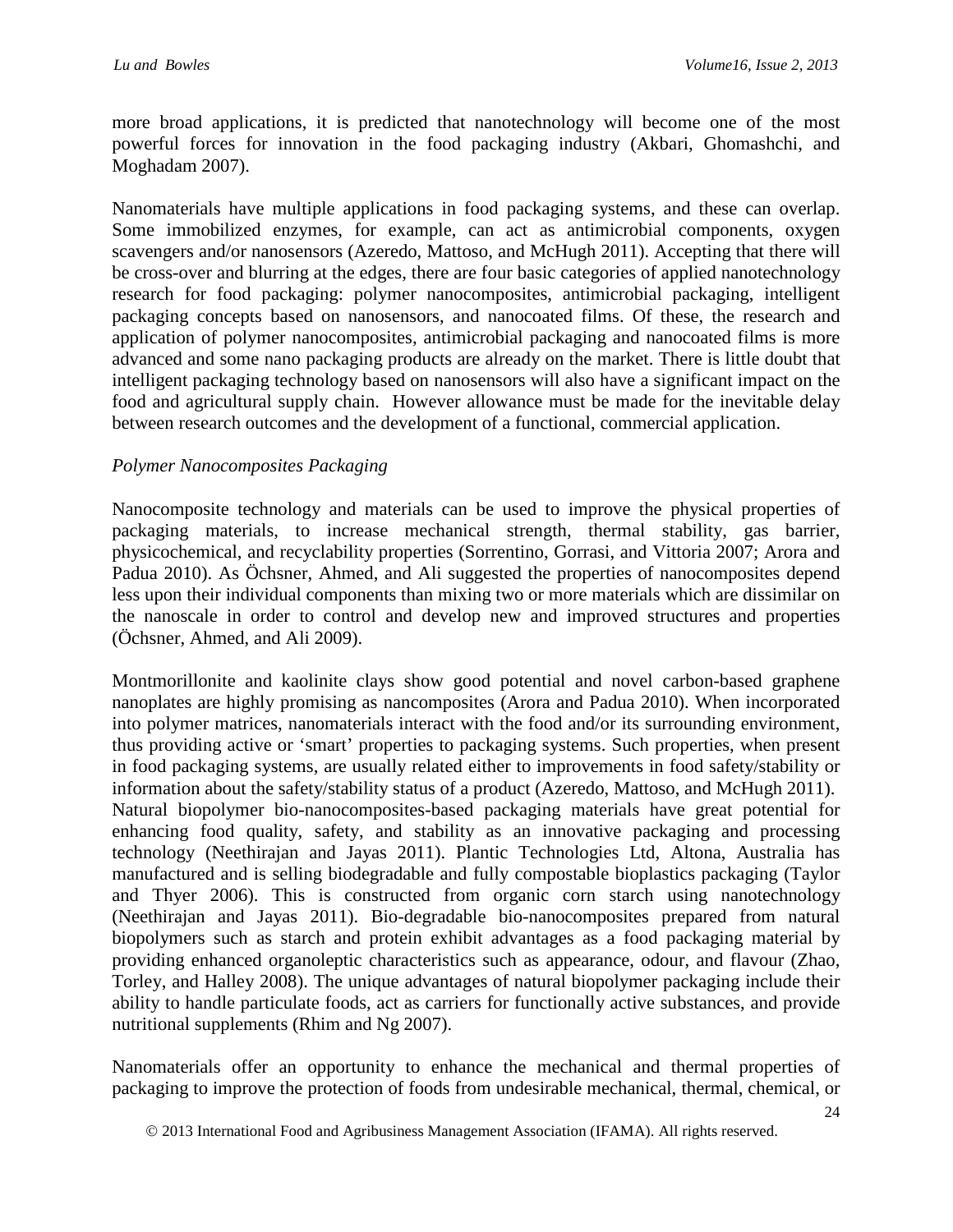more broad applications, it is predicted that nanotechnology will become one of the most powerful forces for innovation in the food packaging industry (Akbari, Ghomashchi, and Moghadam 2007).

Nanomaterials have multiple applications in food packaging systems, and these can overlap. Some immobilized enzymes, for example, can act as antimicrobial components, oxygen scavengers and/or nanosensors (Azeredo, Mattoso, and McHugh 2011). Accepting that there will be cross-over and blurring at the edges, there are four basic categories of applied nanotechnology research for food packaging: polymer nanocomposites, antimicrobial packaging, intelligent packaging concepts based on nanosensors, and nanocoated films. Of these, the research and application of polymer nanocomposites, antimicrobial packaging and nanocoated films is more advanced and some nano packaging products are already on the market. There is little doubt that intelligent packaging technology based on nanosensors will also have a significant impact on the food and agricultural supply chain. However allowance must be made for the inevitable delay between research outcomes and the development of a functional, commercial application.

*Polymer Nanocomposites Packaging*

Nanocomposite technology and materials can be used to improve the physical properties of packaging materials, to increase mechanical strength, thermal stability, gas barrier, physicochemical, and recyclability properties (Sorrentino, Gorrasi, and Vittoria 2007; Arora and Padua 2010). As Öchsner, Ahmed, and Ali suggested the properties of nanocomposites depend less upon their individual components than mixing two or more materials which are dissimilar on the nanoscale in order to control and develop new and improved structures and properties (Öchsner, Ahmed, and Ali 2009).

Montmorillonite and kaolinite clays show good potential and novel carbon-based graphene nanoplates are highly promising as nancomposites (Arora and Padua 2010). When incorporated into polymer matrices, nanomaterials interact with the food and/or its surrounding environment, thus providing active or 'smart' properties to packaging systems. Such properties, when present in food packaging systems, are usually related either to improvements in food safety/stability or information about the safety/stability status of a product (Azeredo, Mattoso, and McHugh 2011). Natural biopolymer bio-nanocomposites-based packaging materials have great potential for enhancing food quality, safety, and stability as an innovative packaging and processing technology (Neethirajan and Jayas 2011). Plantic Technologies Ltd, Altona, Australia has manufactured and is selling biodegradable and fully compostable bioplastics packaging (Taylor and Thyer 2006). This is constructed from organic corn starch using nanotechnology (Neethirajan and Jayas 2011). Bio-degradable bio-nanocomposites prepared from natural biopolymers such as starch and protein exhibit advantages as a food packaging material by providing enhanced organoleptic characteristics such as appearance, odour, and flavour (Zhao, Torley, and Halley 2008). The unique advantages of natural biopolymer packaging include their ability to handle particulate foods, act as carriers for functionally active substances, and provide nutritional supplements (Rhim and Ng 2007).

Nanomaterials offer an opportunity to enhance the mechanical and thermal properties of packaging to improve the protection of foods from undesirable mechanical, thermal, chemical, or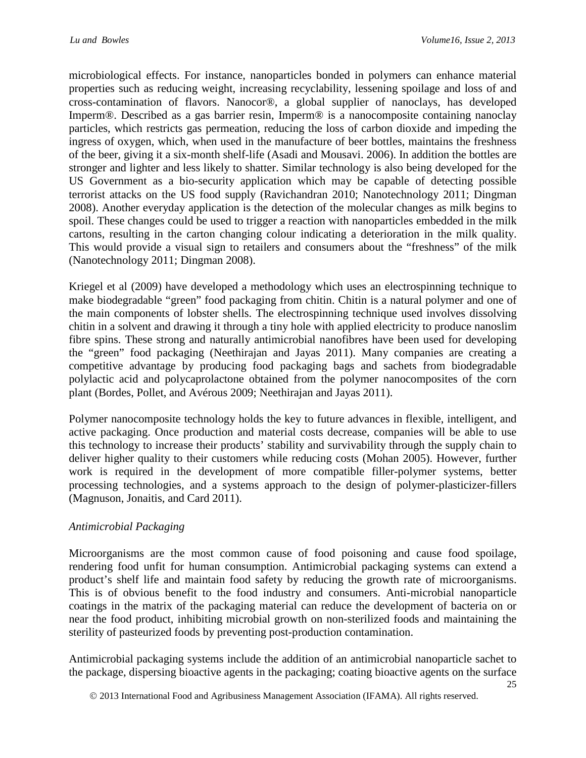microbiological effects. For instance, nanoparticles bonded in polymers can enhance material properties such as reducing weight, increasing recyclability, lessening spoilage and loss of and cross-contamination of flavors. Nanocor®, a global supplier of nanoclays, has developed Imperm®. Described as a gas barrier resin, Imperm® is a nanocomposite containing nanoclay particles, which restricts gas permeation, reducing the loss of carbon dioxide and impeding the ingress of oxygen, which, when used in the manufacture of beer bottles, maintains the freshness of the beer, giving it a six-month shelf-life (Asadi and Mousavi. 2006). In addition the bottles are stronger and lighter and less likely to shatter. Similar technology is also being developed for the US Government as a bio-security application which may be capable of detecting possible terrorist attacks on the US food supply (Ravichandran 2010; Nanotechnology 2011; Dingman 2008). Another everyday application is the detection of the molecular changes as milk begins to spoil. These changes could be used to trigger a reaction with nanoparticles embedded in the milk cartons, resulting in the carton changing colour indicating a deterioration in the milk quality. This would provide a visual sign to retailers and consumers about the "freshness" of the milk (Nanotechnology 2011; Dingman 2008).

Kriegel et al (2009) have developed a methodology which uses an electrospinning technique to make biodegradable "green" food packaging from chitin. Chitin is a natural polymer and one of the main components of lobster shells. The electrospinning technique used involves dissolving chitin in a solvent and drawing it through a tiny hole with applied electricity to produce nanoslim fibre spins. These strong and naturally antimicrobial nanofibres have been used for developing the "green" food packaging (Neethirajan and Jayas 2011). Many companies are creating a competitive advantage by producing food packaging bags and sachets from biodegradable polylactic acid and polycaprolactone obtained from the polymer nanocomposites of the corn plant (Bordes, Pollet, and Avérous 2009; Neethirajan and Jayas 2011).

Polymer nanocomposite technology holds the key to future advances in flexible, intelligent, and active packaging. Once production and material costs decrease, companies will be able to use this technology to increase their products' stability and survivability through the supply chain to deliver higher quality to their customers while reducing costs (Mohan 2005). However, further work is required in the development of more compatible filler-polymer systems, better processing technologies, and a systems approach to the design of polymer-plasticizer-fillers (Magnuson, Jonaitis, and Card 2011).

*Antimicrobial Packaging*

Microorganisms are the most common cause of food poisoning and cause food spoilage, rendering food unfit for human consumption. Antimicrobial packaging systems can extend a product's shelf life and maintain food safety by reducing the growth rate of microorganisms. This is of obvious benefit to the food industry and consumers. Anti-microbial nanoparticle coatings in the matrix of the packaging material can reduce the development of bacteria on or near the food product, inhibiting microbial growth on non-sterilized foods and maintaining the sterility of pasteurized foods by preventing post-production contamination.

Antimicrobial packaging systems include the addition of an antimicrobial nanoparticle sachet to the package, dispersing bioactive agents in the packaging; coating bioactive agents on the surface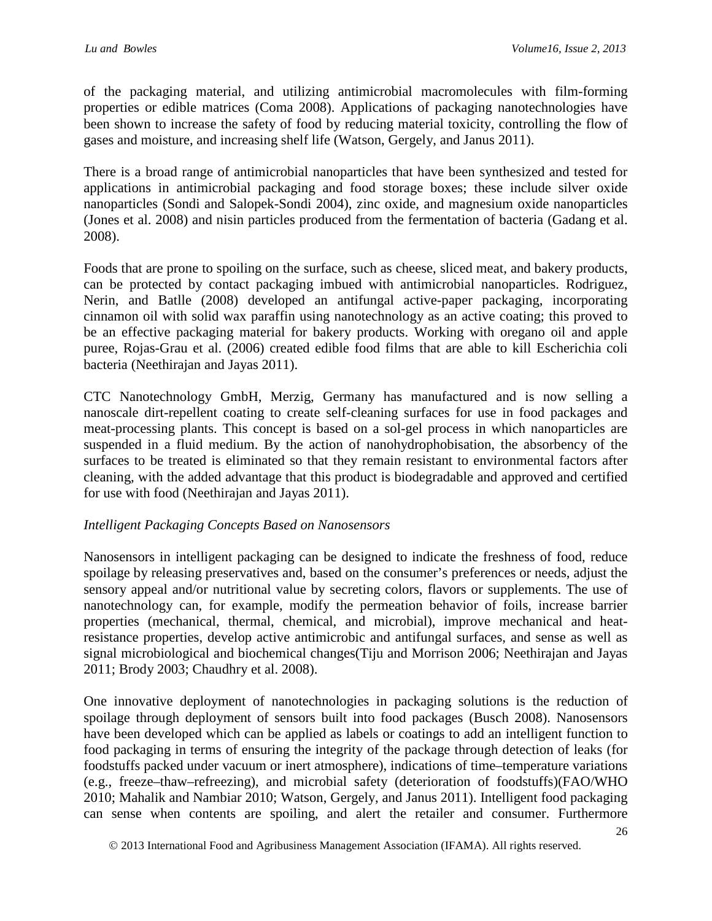of the packaging material, and utilizing antimicrobial macromolecules with film-forming properties or edible matrices (Coma 2008). Applications of packaging nanotechnologies have been shown to increase the safety of food by reducing material toxicity, controlling the flow of gases and moisture, and increasing shelf life (Watson, Gergely, and Janus 2011).

There is a broad range of antimicrobial nanoparticles that have been synthesized and tested for applications in antimicrobial packaging and food storage boxes; these include silver oxide nanoparticles (Sondi and Salopek-Sondi 2004), zinc oxide, and magnesium oxide nanoparticles (Jones et al. 2008) and nisin particles produced from the fermentation of bacteria (Gadang et al. 2008).

Foods that are prone to spoiling on the surface, such as cheese, sliced meat, and bakery products, can be protected by contact packaging imbued with antimicrobial nanoparticles. Rodriguez, Nerin, and Batlle (2008) developed an antifungal active-paper packaging, incorporating cinnamon oil with solid wax paraffin using nanotechnology as an active coating; this proved to be an effective packaging material for bakery products. Working with oregano oil and apple puree, Rojas-Grau et al. (2006) created edible food films that are able to kill Escherichia coli bacteria (Neethirajan and Jayas 2011).

CTC Nanotechnology GmbH, Merzig, Germany has manufactured and is now selling a nanoscale dirt-repellent coating to create self-cleaning surfaces for use in food packages and meat-processing plants. This concept is based on a sol-gel process in which nanoparticles are suspended in a fluid medium. By the action of nanohydrophobisation, the absorbency of the surfaces to be treated is eliminated so that they remain resistant to environmental factors after cleaning, with the added advantage that this product is biodegradable and approved and certified for use with food (Neethirajan and Jayas 2011).

*Intelligent Packaging Concepts Based on Nanosensors*

Nanosensors in intelligent packaging can be designed to indicate the freshness of food, reduce spoilage by releasing preservatives and, based on the consumer's preferences or needs, adjust the sensory appeal and/or nutritional value by secreting colors, flavors or supplements. The use of nanotechnology can, for example, modify the permeation behavior of foils, increase barrier properties (mechanical, thermal, chemical, and microbial), improve mechanical and heat-resistance properties, develop active antimicrobic and antifungal surfaces, and sense as well as signal microbiological and biochemical changes(Tiju and Morrison 2006; Neethirajan and Jayas 2011; Brody 2003; Chaudhry et al. 2008).

One innovative deployment of nanotechnologies in packaging solutions is the reduction of spoilage through deployment of sensors built into food packages (Busch 2008). Nanosensors have been developed which can be applied as labels or coatings to add an intelligent function to food packaging in terms of ensuring the integrity of the package through detection of leaks (for foodstuffs packed under vacuum or inert atmosphere), indications of time–temperature variations (e.g., freeze–thaw–refreezing), and microbial safety (deterioration of foodstuffs)(FAO/WHO 2010; Mahalik and Nambiar 2010; Watson, Gergely, and Janus 2011). Intelligent food packaging can sense when contents are spoiling, and alert the retailer and consumer. Furthermore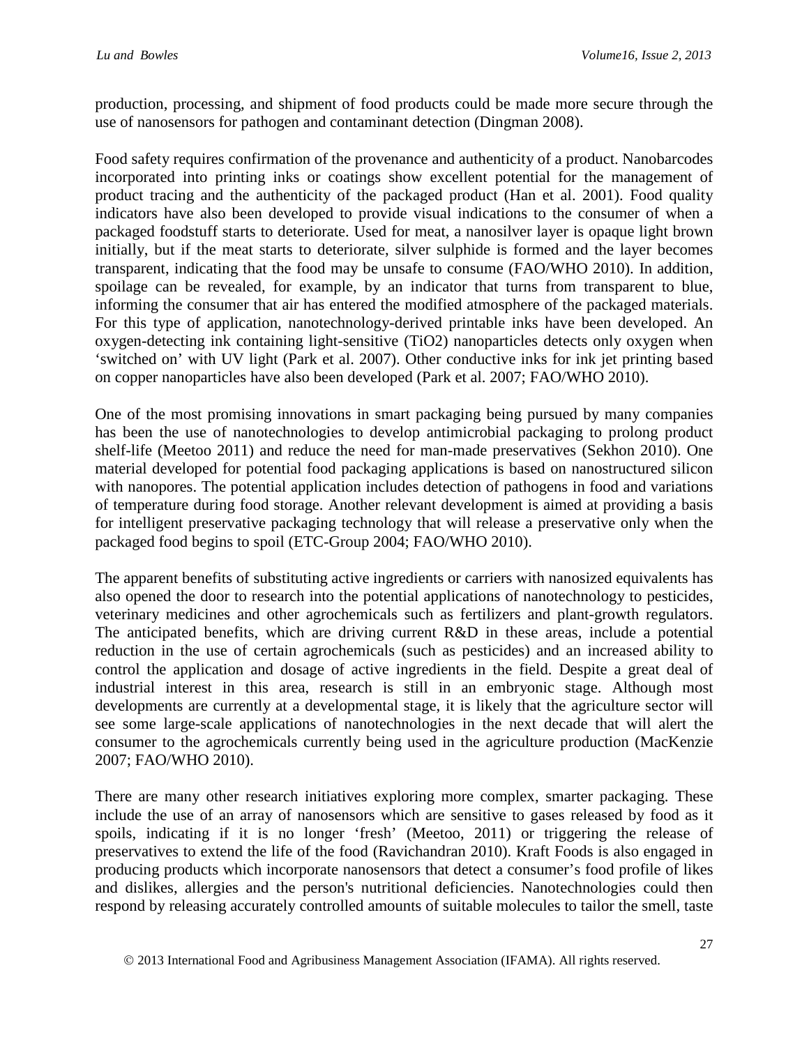production, processing, and shipment of food products could be made more secure through the use of nanosensors for pathogen and contaminant detection (Dingman 2008).

Food safety requires confirmation of the provenance and authenticity of a product. Nanobarcodes incorporated into printing inks or coatings show excellent potential for the management of product tracing and the authenticity of the packaged product (Han et al. 2001). Food quality indicators have also been developed to provide visual indications to the consumer of when a packaged foodstuff starts to deteriorate. Used for meat, a nanosilver layer is opaque light brown initially, but if the meat starts to deteriorate, silver sulphide is formed and the layer becomes transparent, indicating that the food may be unsafe to consume (FAO/WHO 2010). In addition, spoilage can be revealed, for example, by an indicator that turns from transparent to blue, informing the consumer that air has entered the modified atmosphere of the packaged materials. For this type of application, nanotechnology-derived printable inks have been developed. An oxygen-detecting ink containing light-sensitive ($TiO_2$) nanoparticles detects only oxygen when 'switched on' with UV light (Park et al. 2007). Other conductive inks for ink jet printing based on copper nanoparticles have also been developed (Park et al. 2007; FAO/WHO 2010).

One of the most promising innovations in smart packaging being pursued by many companies has been the use of nanotechnologies to develop antimicrobial packaging to prolong product shelf-life (Meetoo 2011) and reduce the need for man-made preservatives (Sekhon 2010). One material developed for potential food packaging applications is based on nanostructured silicon with nanopores. The potential application includes detection of pathogens in food and variations of temperature during food storage. Another relevant development is aimed at providing a basis for intelligent preservative packaging technology that will release a preservative only when the packaged food begins to spoil (ETC-Group 2004; FAO/WHO 2010).

The apparent benefits of substituting active ingredients or carriers with nanosized equivalents has also opened the door to research into the potential applications of nanotechnology to pesticides, veterinary medicines and other agrochemicals such as fertilizers and plant-growth regulators. The anticipated benefits, which are driving current R&D in these areas, include a potential reduction in the use of certain agrochemicals (such as pesticides) and an increased ability to control the application and dosage of active ingredients in the field. Despite a great deal of industrial interest in this area, research is still in an embryonic stage. Although most developments are currently at a developmental stage, it is likely that the agriculture sector will see some large-scale applications of nanotechnologies in the next decade that will alert the consumer to the agrochemicals currently being used in the agriculture production (MacKenzie 2007; FAO/WHO 2010).

There are many other research initiatives exploring more complex, smarter packaging. These include the use of an array of nanosensors which are sensitive to gases released by food as it spoils, indicating if it is no longer 'fresh' (Meetoo, 2011) or triggering the release of preservatives to extend the life of the food (Ravichandran 2010). Kraft Foods is also engaged in producing products which incorporate nanosensors that detect a consumer's food profile of likes and dislikes, allergies and the person's nutritional deficiencies. Nanotechnologies could then respond by releasing accurately controlled amounts of suitable molecules to tailor the smell, taste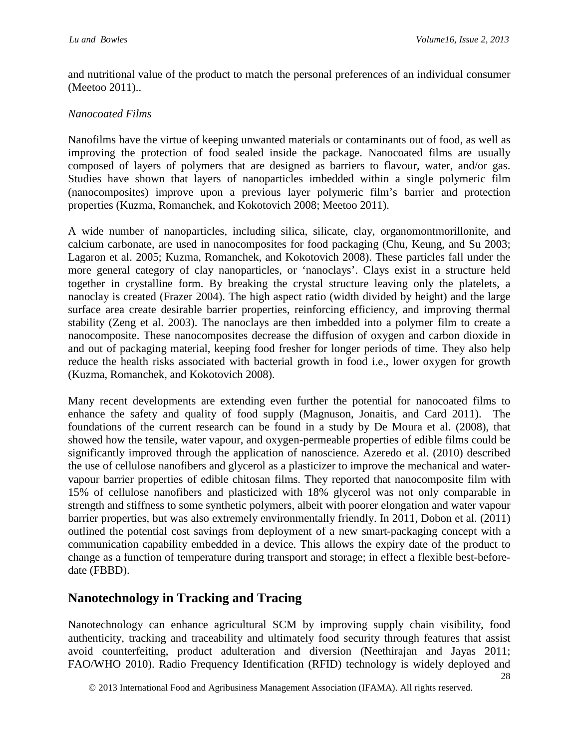and nutritional value of the product to match the personal preferences of an individual consumer (Meetoo 2011)..

*Nanocoated Films*

Nanofilms have the virtue of keeping unwanted materials or contaminants out of food, as well as improving the protection of food sealed inside the package. Nanocoated films are usually composed of layers of polymers that are designed as barriers to flavour, water, and/or gas. Studies have shown that layers of nanoparticles imbedded within a single polymeric film (nanocomposites) improve upon a previous layer polymeric film's barrier and protection properties (Kuzma, Romanchek, and Kokotovich 2008; Meetoo 2011).

A wide number of nanoparticles, including silica, silicate, clay, organomontmorillonite, and calcium carbonate, are used in nanocomposites for food packaging (Chu, Keung, and Su 2003; Lagaron et al. 2005; Kuzma, Romanchek, and Kokotovich 2008). These particles fall under the more general category of clay nanoparticles, or 'nanoclays'. Clays exist in a structure held together in crystalline form. By breaking the crystal structure leaving only the platelets, a nanoclay is created (Frazer 2004). The high aspect ratio (width divided by height) and the large surface area create desirable barrier properties, reinforcing efficiency, and improving thermal stability (Zeng et al. 2003). The nanoclays are then imbedded into a polymer film to create a nanocomposite. These nanocomposites decrease the diffusion of oxygen and carbon dioxide in and out of packaging material, keeping food fresher for longer periods of time. They also help reduce the health risks associated with bacterial growth in food i.e., lower oxygen for growth (Kuzma, Romanchek, and Kokotovich 2008).

Many recent developments are extending even further the potential for nanocoated films to enhance the safety and quality of food supply (Magnuson, Jonaitis, and Card 2011). The foundations of the current research can be found in a study by De Moura et al. (2008), that showed how the tensile, water vapour, and oxygen-permeable properties of edible films could be significantly improved through the application of nanoscience. Azeredo et al. (2010) described the use of cellulose nanofibers and glycerol as a plasticizer to improve the mechanical and water-vapour barrier properties of edible chitosan films. They reported that nanocomposite film with 15% of cellulose nanofibers and plasticized with 18% glycerol was not only comparable in strength and stiffness to some synthetic polymers, albeit with poorer elongation and water vapour barrier properties, but was also extremely environmentally friendly. In 2011, Dobon et al. (2011) outlined the potential cost savings from deployment of a new smart-packaging concept with a communication capability embedded in a device. This allows the expiry date of the product to change as a function of temperature during transport and storage; in effect a flexible best-before-date (FBBD).

## Nanotechnology in Tracking and Tracing

Nanotechnology can enhance agricultural SCM by improving supply chain visibility, food authenticity, tracking and traceability and ultimately food security through features that assist avoid counterfeiting, product adulteration and diversion (Neethirajan and Jayas 2011; FAO/WHO 2010). Radio Frequency Identification (RFID) technology is widely deployed and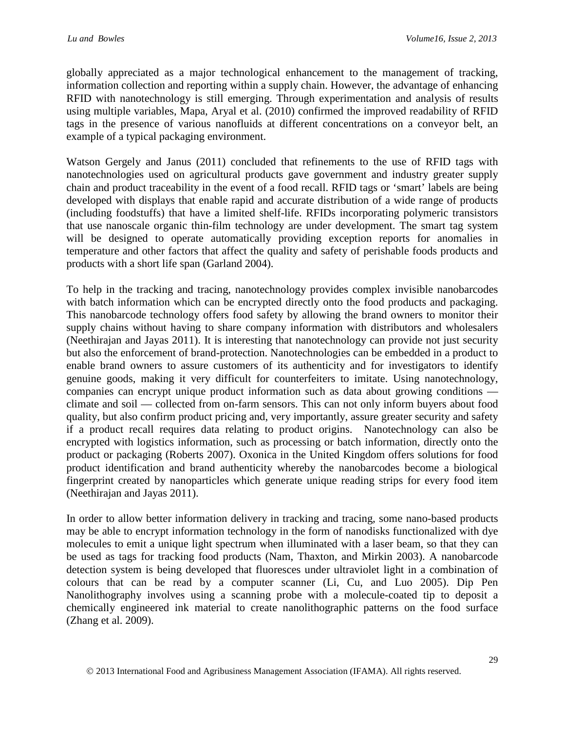globally appreciated as a major technological enhancement to the management of tracking, information collection and reporting within a supply chain. However, the advantage of enhancing RFID with nanotechnology is still emerging. Through experimentation and analysis of results using multiple variables, Mapa, Aryal et al. (2010) confirmed the improved readability of RFID tags in the presence of various nanofluids at different concentrations on a conveyor belt, an example of a typical packaging environment.

Watson Gergely and Janus (2011) concluded that refinements to the use of RFID tags with nanotechnologies used on agricultural products gave government and industry greater supply chain and product traceability in the event of a food recall. RFID tags or 'smart' labels are being developed with displays that enable rapid and accurate distribution of a wide range of products (including foodstuffs) that have a limited shelf-life. RFIDs incorporating polymeric transistors that use nanoscale organic thin-film technology are under development. The smart tag system will be designed to operate automatically providing exception reports for anomalies in temperature and other factors that affect the quality and safety of perishable foods products and products with a short life span (Garland 2004).

To help in the tracking and tracing, nanotechnology provides complex invisible nanobarcodes with batch information which can be encrypted directly onto the food products and packaging. This nanobarcode technology offers food safety by allowing the brand owners to monitor their supply chains without having to share company information with distributors and wholesalers (Neethirajan and Jayas 2011). It is interesting that nanotechnology can provide not just security but also the enforcement of brand-protection. Nanotechnologies can be embedded in a product to enable brand owners to assure customers of its authenticity and for investigators to identify genuine goods, making it very difficult for counterfeiters to imitate. Using nanotechnology, companies can encrypt unique product information such as data about growing conditions — climate and soil — collected from on-farm sensors. This can not only inform buyers about food quality, but also confirm product pricing and, very importantly, assure greater security and safety if a product recall requires data relating to product origins. Nanotechnology can also be encrypted with logistics information, such as processing or batch information, directly onto the product or packaging (Roberts 2007). Oxonica in the United Kingdom offers solutions for food product identification and brand authenticity whereby the nanobarcodes become a biological fingerprint created by nanoparticles which generate unique reading strips for every food item (Neethirajan and Jayas 2011).

In order to allow better information delivery in tracking and tracing, some nano-based products may be able to encrypt information technology in the form of nanodisks functionalized with dye molecules to emit a unique light spectrum when illuminated with a laser beam, so that they can be used as tags for tracking food products (Nam, Thaxton, and Mirkin 2003). A nanobarcode detection system is being developed that fluoresces under ultraviolet light in a combination of colours that can be read by a computer scanner (Li, Cu, and Luo 2005). Dip Pen Nanolithography involves using a scanning probe with a molecule-coated tip to deposit a chemically engineered ink material to create nanolithographic patterns on the food surface (Zhang et al. 2009).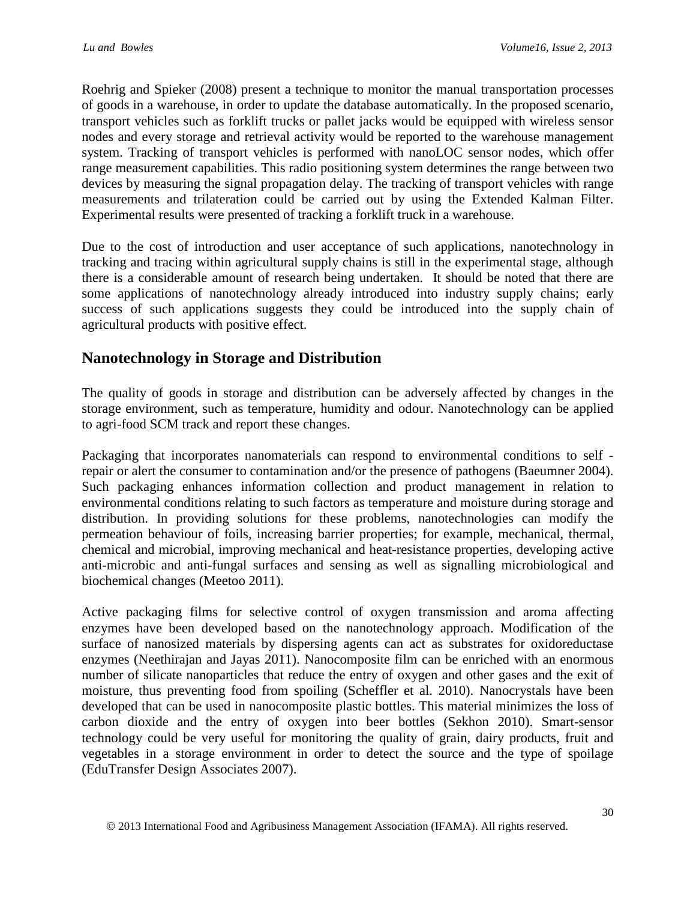Roehrig and Spieker (2008) present a technique to monitor the manual transportation processes of goods in a warehouse, in order to update the database automatically. In the proposed scenario, transport vehicles such as forklift trucks or pallet jacks would be equipped with wireless sensor nodes and every storage and retrieval activity would be reported to the warehouse management system. Tracking of transport vehicles is performed with nanoLOC sensor nodes, which offer range measurement capabilities. This radio positioning system determines the range between two devices by measuring the signal propagation delay. The tracking of transport vehicles with range measurements and trilateration could be carried out by using the Extended Kalman Filter. Experimental results were presented of tracking a forklift truck in a warehouse.

Due to the cost of introduction and user acceptance of such applications, nanotechnology in tracking and tracing within agricultural supply chains is still in the experimental stage, although there is a considerable amount of research being undertaken. It should be noted that there are some applications of nanotechnology already introduced into industry supply chains; early success of such applications suggests they could be introduced into the supply chain of agricultural products with positive effect.

## Nanotechnology in Storage and Distribution

The quality of goods in storage and distribution can be adversely affected by changes in the storage environment, such as temperature, humidity and odour. Nanotechnology can be applied to agri-food SCM track and report these changes.

Packaging that incorporates nanomaterials can respond to environmental conditions to self - repair or alert the consumer to contamination and/or the presence of pathogens (Baeumner 2004). Such packaging enhances information collection and product management in relation to environmental conditions relating to such factors as temperature and moisture during storage and distribution. In providing solutions for these problems, nanotechnologies can modify the permeation behaviour of foils, increasing barrier properties; for example, mechanical, thermal, chemical and microbial, improving mechanical and heat-resistance properties, developing active anti-microbic and anti-fungal surfaces and sensing as well as signalling microbiological and biochemical changes (Meetoo 2011).

Active packaging films for selective control of oxygen transmission and aroma affecting enzymes have been developed based on the nanotechnology approach. Modification of the surface of nanosized materials by dispersing agents can act as substrates for oxidoreductase enzymes (Neethirajan and Jayas 2011). Nanocomposite film can be enriched with an enormous number of silicate nanoparticles that reduce the entry of oxygen and other gases and the exit of moisture, thus preventing food from spoiling (Scheffler et al. 2010). Nanocrystals have been developed that can be used in nanocomposite plastic bottles. This material minimizes the loss of carbon dioxide and the entry of oxygen into beer bottles (Sekhon 2010). Smart-sensor technology could be very useful for monitoring the quality of grain, dairy products, fruit and vegetables in a storage environment in order to detect the source and the type of spoilage (EduTransfer Design Associates 2007).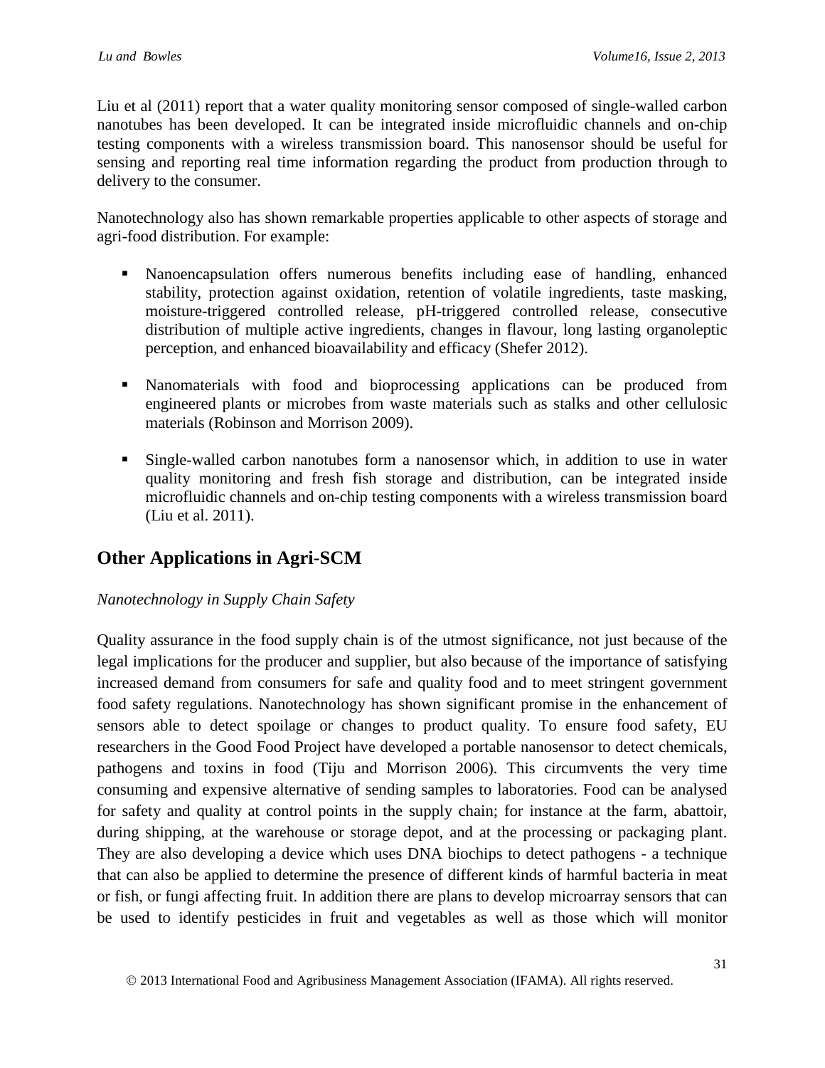Liu et al (2011) report that a water quality monitoring sensor composed of single-walled carbon nanotubes has been developed. It can be integrated inside microfluidic channels and on-chip testing components with a wireless transmission board. This nanosensor should be useful for sensing and reporting real time information regarding the product from production through to delivery to the consumer.

Nanotechnology also has shown remarkable properties applicable to other aspects of storage and agri-food distribution. For example:

- Nanoencapsulation offers numerous benefits including ease of handling, enhanced stability, protection against oxidation, retention of volatile ingredients, taste masking, moisture-triggered controlled release, pH-triggered controlled release, consecutive distribution of multiple active ingredients, changes in flavour, long lasting organoleptic perception, and enhanced bioavailability and efficacy (Shefer 2012).

- Nanomaterials with food and bioprocessing applications can be produced from engineered plants or microbes from waste materials such as stalks and other cellulosic materials (Robinson and Morrison 2009).

- Single-walled carbon nanotubes form a nanosensor which, in addition to use in water quality monitoring and fresh fish storage and distribution, can be integrated inside microfluidic channels and on-chip testing components with a wireless transmission board (Liu et al. 2011).

## Other Applications in Agri-SCM

*Nanotechnology in Supply Chain Safety*

Quality assurance in the food supply chain is of the utmost significance, not just because of the legal implications for the producer and supplier, but also because of the importance of satisfying increased demand from consumers for safe and quality food and to meet stringent government food safety regulations. Nanotechnology has shown significant promise in the enhancement of sensors able to detect spoilage or changes to product quality. To ensure food safety, EU researchers in the Good Food Project have developed a portable nanosensor to detect chemicals, pathogens and toxins in food (Tiju and Morrison 2006). This circumvents the very time consuming and expensive alternative of sending samples to laboratories. Food can be analysed for safety and quality at control points in the supply chain; for instance at the farm, abattoir, during shipping, at the warehouse or storage depot, and at the processing or packaging plant. They are also developing a device which uses DNA biochips to detect pathogens - a technique that can also be applied to determine the presence of different kinds of harmful bacteria in meat or fish, or fungi affecting fruit. In addition there are plans to develop microarray sensors that can be used to identify pesticides in fruit and vegetables as well as those which will monitor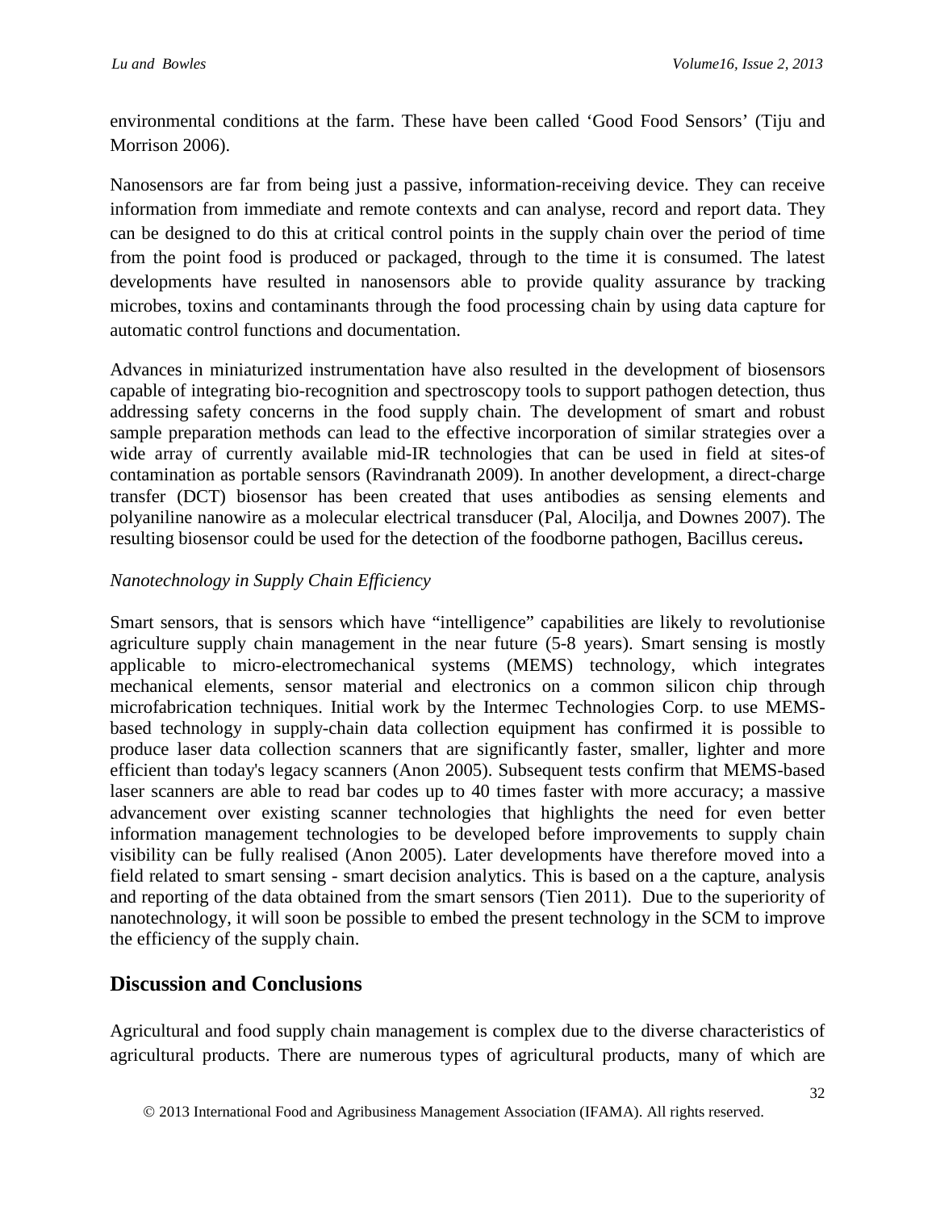environmental conditions at the farm. These have been called 'Good Food Sensors' (Tiju and Morrison 2006).

Nanosensors are far from being just a passive, information-receiving device. They can receive information from immediate and remote contexts and can analyse, record and report data. They can be designed to do this at critical control points in the supply chain over the period of time from the point food is produced or packaged, through to the time it is consumed. The latest developments have resulted in nanosensors able to provide quality assurance by tracking microbes, toxins and contaminants through the food processing chain by using data capture for automatic control functions and documentation.

Advances in miniaturized instrumentation have also resulted in the development of biosensors capable of integrating bio-recognition and spectroscopy tools to support pathogen detection, thus addressing safety concerns in the food supply chain. The development of smart and robust sample preparation methods can lead to the effective incorporation of similar strategies over a wide array of currently available mid-IR technologies that can be used in field at sites-of contamination as portable sensors (Ravindranath 2009). In another development, a direct-charge transfer (DCT) biosensor has been created that uses antibodies as sensing elements and polyaniline nanowire as a molecular electrical transducer (Pal, Alocilja, and Downes 2007). The resulting biosensor could be used for the detection of the foodborne pathogen, Bacillus cereus**.**

*Nanotechnology in Supply Chain Efficiency*

Smart sensors, that is sensors which have "intelligence" capabilities are likely to revolutionise agriculture supply chain management in the near future (5-8 years). Smart sensing is mostly applicable to micro-electromechanical systems (MEMS) technology, which integrates mechanical elements, sensor material and electronics on a common silicon chip through microfabrication techniques. Initial work by the Intermec Technologies Corp. to use MEMS-based technology in supply-chain data collection equipment has confirmed it is possible to produce laser data collection scanners that are significantly faster, smaller, lighter and more efficient than today's legacy scanners (Anon 2005). Subsequent tests confirm that MEMS-based laser scanners are able to read bar codes up to 40 times faster with more accuracy; a massive advancement over existing scanner technologies that highlights the need for even better information management technologies to be developed before improvements to supply chain visibility can be fully realised (Anon 2005). Later developments have therefore moved into a field related to smart sensing - smart decision analytics. This is based on a the capture, analysis and reporting of the data obtained from the smart sensors (Tien 2011). Due to the superiority of nanotechnology, it will soon be possible to embed the present technology in the SCM to improve the efficiency of the supply chain.

## Discussion and Conclusions

Agricultural and food supply chain management is complex due to the diverse characteristics of agricultural products. There are numerous types of agricultural products, many of which are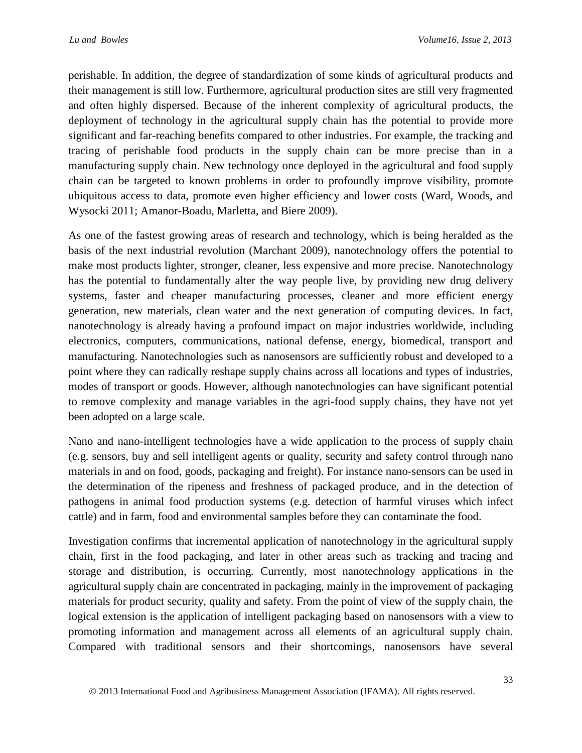perishable. In addition, the degree of standardization of some kinds of agricultural products and their management is still low. Furthermore, agricultural production sites are still very fragmented and often highly dispersed. Because of the inherent complexity of agricultural products, the deployment of technology in the agricultural supply chain has the potential to provide more significant and far-reaching benefits compared to other industries. For example, the tracking and tracing of perishable food products in the supply chain can be more precise than in a manufacturing supply chain. New technology once deployed in the agricultural and food supply chain can be targeted to known problems in order to profoundly improve visibility, promote ubiquitous access to data, promote even higher efficiency and lower costs (Ward, Woods, and Wysocki 2011; Amanor-Boadu, Marletta, and Biere 2009).

As one of the fastest growing areas of research and technology, which is being heralded as the basis of the next industrial revolution (Marchant 2009), nanotechnology offers the potential to make most products lighter, stronger, cleaner, less expensive and more precise. Nanotechnology has the potential to fundamentally alter the way people live, by providing new drug delivery systems, faster and cheaper manufacturing processes, cleaner and more efficient energy generation, new materials, clean water and the next generation of computing devices. In fact, nanotechnology is already having a profound impact on major industries worldwide, including electronics, computers, communications, national defense, energy, biomedical, transport and manufacturing. Nanotechnologies such as nanosensors are sufficiently robust and developed to a point where they can radically reshape supply chains across all locations and types of industries, modes of transport or goods. However, although nanotechnologies can have significant potential to remove complexity and manage variables in the agri-food supply chains, they have not yet been adopted on a large scale.

Nano and nano-intelligent technologies have a wide application to the process of supply chain (e.g. sensors, buy and sell intelligent agents or quality, security and safety control through nano materials in and on food, goods, packaging and freight). For instance nano-sensors can be used in the determination of the ripeness and freshness of packaged produce, and in the detection of pathogens in animal food production systems (e.g. detection of harmful viruses which infect cattle) and in farm, food and environmental samples before they can contaminate the food.

Investigation confirms that incremental application of nanotechnology in the agricultural supply chain, first in the food packaging, and later in other areas such as tracking and tracing and storage and distribution, is occurring. Currently, most nanotechnology applications in the agricultural supply chain are concentrated in packaging, mainly in the improvement of packaging materials for product security, quality and safety. From the point of view of the supply chain, the logical extension is the application of intelligent packaging based on nanosensors with a view to promoting information and management across all elements of an agricultural supply chain. Compared with traditional sensors and their shortcomings, nanosensors have several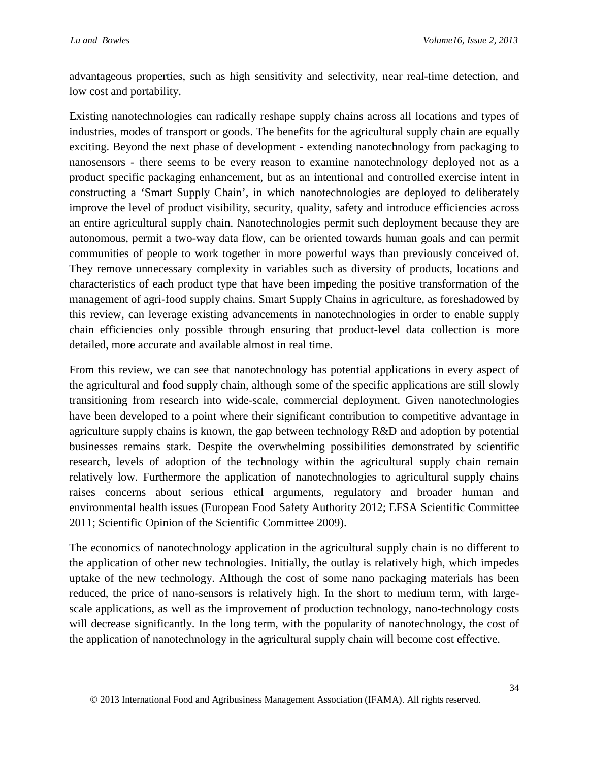advantageous properties, such as high sensitivity and selectivity, near real-time detection, and low cost and portability.

Existing nanotechnologies can radically reshape supply chains across all locations and types of industries, modes of transport or goods. The benefits for the agricultural supply chain are equally exciting. Beyond the next phase of development - extending nanotechnology from packaging to nanosensors - there seems to be every reason to examine nanotechnology deployed not as a product specific packaging enhancement, but as an intentional and controlled exercise intent in constructing a 'Smart Supply Chain', in which nanotechnologies are deployed to deliberately improve the level of product visibility, security, quality, safety and introduce efficiencies across an entire agricultural supply chain. Nanotechnologies permit such deployment because they are autonomous, permit a two-way data flow, can be oriented towards human goals and can permit communities of people to work together in more powerful ways than previously conceived of. They remove unnecessary complexity in variables such as diversity of products, locations and characteristics of each product type that have been impeding the positive transformation of the management of agri-food supply chains. Smart Supply Chains in agriculture, as foreshadowed by this review, can leverage existing advancements in nanotechnologies in order to enable supply chain efficiencies only possible through ensuring that product-level data collection is more detailed, more accurate and available almost in real time.

From this review, we can see that nanotechnology has potential applications in every aspect of the agricultural and food supply chain, although some of the specific applications are still slowly transitioning from research into wide-scale, commercial deployment. Given nanotechnologies have been developed to a point where their significant contribution to competitive advantage in agriculture supply chains is known, the gap between technology R&D and adoption by potential businesses remains stark. Despite the overwhelming possibilities demonstrated by scientific research, levels of adoption of the technology within the agricultural supply chain remain relatively low. Furthermore the application of nanotechnologies to agricultural supply chains raises concerns about serious ethical arguments, regulatory and broader human and environmental health issues (European Food Safety Authority 2012; EFSA Scientific Committee 2011; Scientific Opinion of the Scientific Committee 2009).

The economics of nanotechnology application in the agricultural supply chain is no different to the application of other new technologies. Initially, the outlay is relatively high, which impedes uptake of the new technology. Although the cost of some nano packaging materials has been reduced, the price of nano-sensors is relatively high. In the short to medium term, with large-scale applications, as well as the improvement of production technology, nano-technology costs will decrease significantly. In the long term, with the popularity of nanotechnology, the cost of the application of nanotechnology in the agricultural supply chain will become cost effective.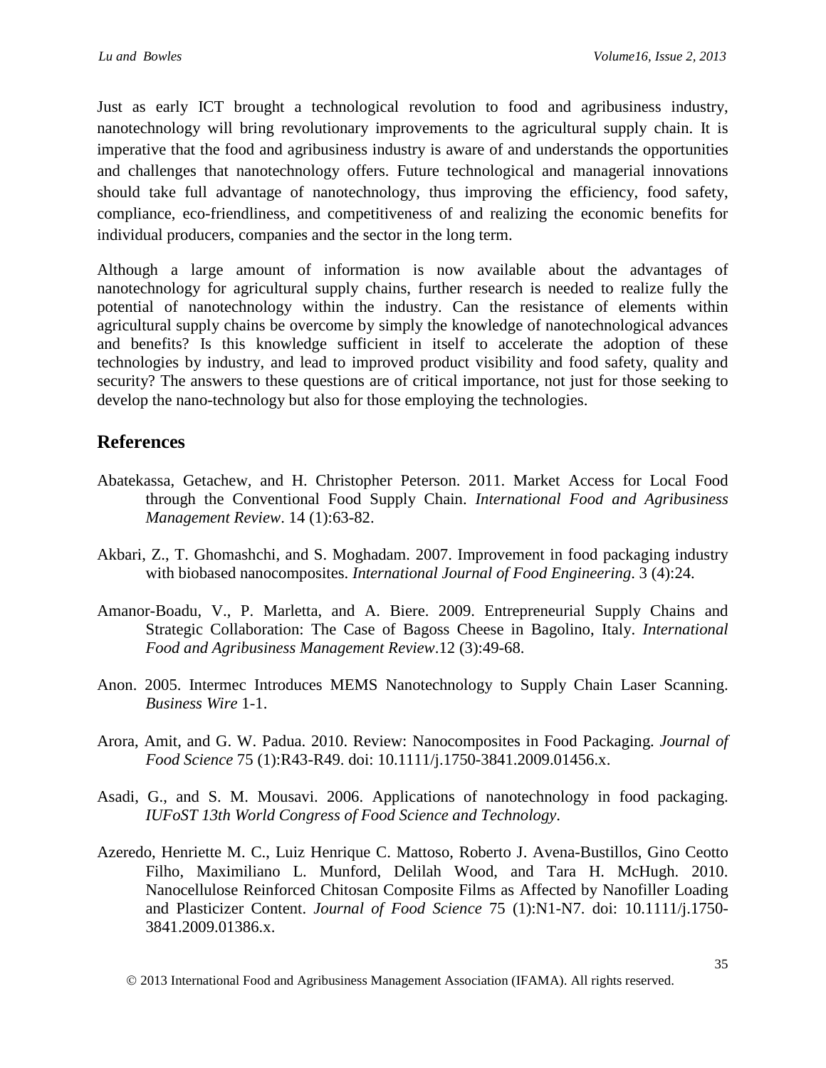Just as early ICT brought a technological revolution to food and agribusiness industry, nanotechnology will bring revolutionary improvements to the agricultural supply chain. It is imperative that the food and agribusiness industry is aware of and understands the opportunities and challenges that nanotechnology offers. Future technological and managerial innovations should take full advantage of nanotechnology, thus improving the efficiency, food safety, compliance, eco-friendliness, and competitiveness of and realizing the economic benefits for individual producers, companies and the sector in the long term.

Although a large amount of information is now available about the advantages of nanotechnology for agricultural supply chains, further research is needed to realize fully the potential of nanotechnology within the industry. Can the resistance of elements within agricultural supply chains be overcome by simply the knowledge of nanotechnological advances and benefits? Is this knowledge sufficient in itself to accelerate the adoption of these technologies by industry, and lead to improved product visibility and food safety, quality and security? The answers to these questions are of critical importance, not just for those seeking to develop the nano-technology but also for those employing the technologies.

## References

Abatekassa, Getachew, and H. Christopher Peterson. 2011. Market Access for Local Food through the Conventional Food Supply Chain. *International Food and Agribusiness Management Review*. 14 (1):63-82.

Akbari, Z., T. Ghomashchi, and S. Moghadam. 2007. Improvement in food packaging industry with biobased nanocomposites. *International Journal of Food Engineering*. 3 (4):24.

Amanor-Boadu, V., P. Marletta, and A. Biere. 2009. Entrepreneurial Supply Chains and Strategic Collaboration: The Case of Bagoss Cheese in Bagolino, Italy. *International Food and Agribusiness Management Review*.12 (3):49-68.

Anon. 2005. Intermec Introduces MEMS Nanotechnology to Supply Chain Laser Scanning. *Business Wire* 1-1.

Arora, Amit, and G. W. Padua. 2010. Review: Nanocomposites in Food Packaging. *Journal of Food Science* 75 (1):R43-R49. doi: 10.1111/j.1750-3841.2009.01456.x.

Asadi, G., and S. M. Mousavi. 2006. Applications of nanotechnology in food packaging. *IUFoST 13th World Congress of Food Science and Technology*.

Azeredo, Henriette M. C., Luiz Henrique C. Mattoso, Roberto J. Avena-Bustillos, Gino Ceotto Filho, Maximiliano L. Munford, Delilah Wood, and Tara H. McHugh. 2010. Nanocellulose Reinforced Chitosan Composite Films as Affected by Nanofiller Loading and Plasticizer Content. *Journal of Food Science* 75 (1):N1-N7. doi: 10.1111/j.1750-3841.2009.01386.x.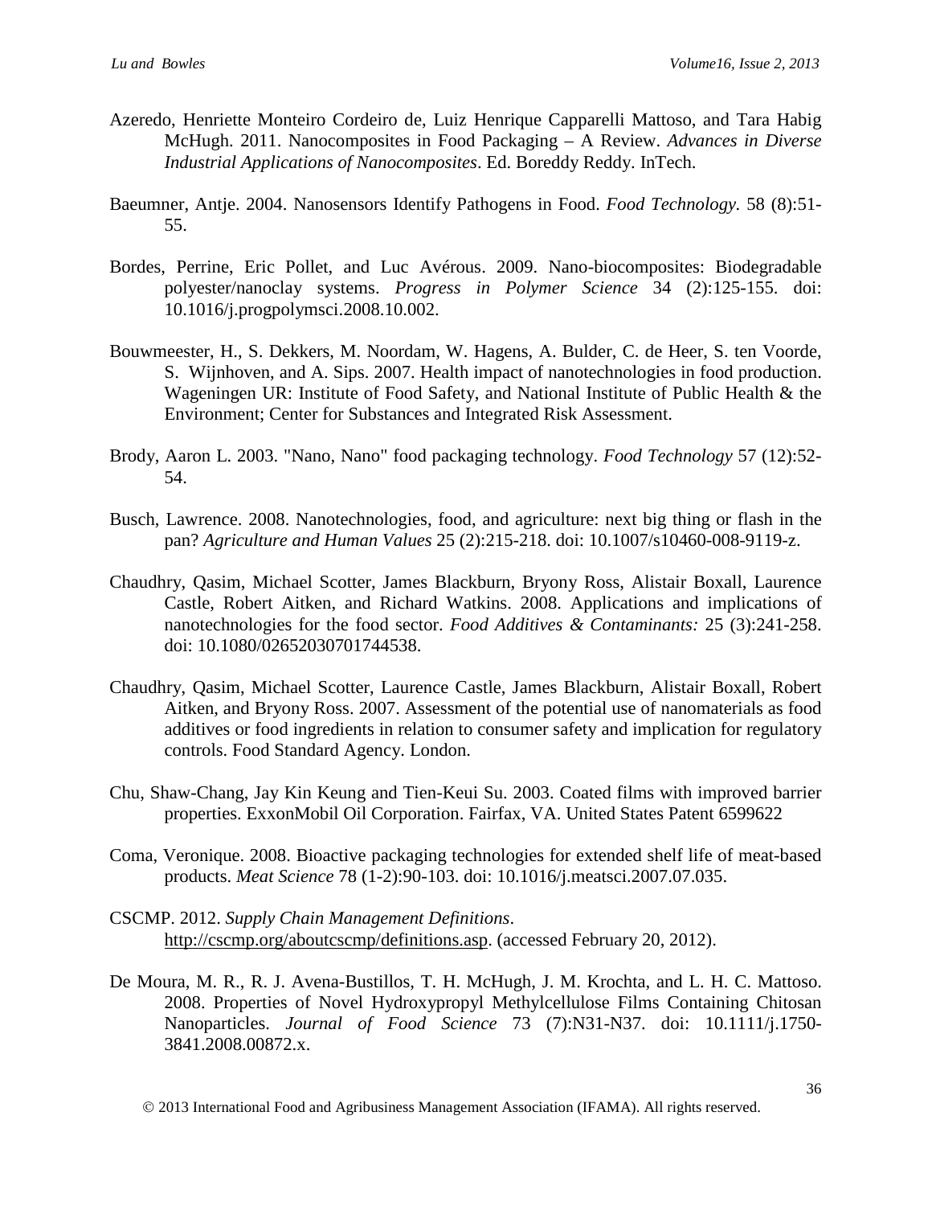Azeredo, Henriette Monteiro Cordeiro de, Luiz Henrique Capparelli Mattoso, and Tara Habig McHugh. 2011. Nanocomposites in Food Packaging – A Review. *Advances in Diverse Industrial Applications of Nanocomposites*. Ed. Boreddy Reddy. InTech.

Baeumner, Antje. 2004. Nanosensors Identify Pathogens in Food. *Food Technology.* 58 (8):51-55.

Bordes, Perrine, Eric Pollet, and Luc Avérous. 2009. Nano-biocomposites: Biodegradable polyester/nanoclay systems. *Progress in Polymer Science* 34 (2):125-155. doi: 10.1016/j.progpolymsci.2008.10.002.

Bouwmeester, H., S. Dekkers, M. Noordam, W. Hagens, A. Bulder, C. de Heer, S. ten Voorde, S. Wijnhoven, and A. Sips. 2007. Health impact of nanotechnologies in food production. Wageningen UR: Institute of Food Safety, and National Institute of Public Health & the Environment; Center for Substances and Integrated Risk Assessment.

Brody, Aaron L. 2003. "Nano, Nano" food packaging technology. *Food Technology* 57 (12):52-54.

Busch, Lawrence. 2008. Nanotechnologies, food, and agriculture: next big thing or flash in the pan? *Agriculture and Human Values* 25 (2):215-218. doi: 10.1007/s10460-008-9119-z.

Chaudhry, Qasim, Michael Scotter, James Blackburn, Bryony Ross, Alistair Boxall, Laurence Castle, Robert Aitken, and Richard Watkins. 2008. Applications and implications of nanotechnologies for the food sector. *Food Additives & Contaminants:* 25 (3):241-258. doi: 10.1080/02652030701744538.

Chaudhry, Qasim, Michael Scotter, Laurence Castle, James Blackburn, Alistair Boxall, Robert Aitken, and Bryony Ross. 2007. Assessment of the potential use of nanomaterials as food additives or food ingredients in relation to consumer safety and implication for regulatory controls. Food Standard Agency. London.

Chu, Shaw-Chang, Jay Kin Keung and Tien-Keui Su. 2003. Coated films with improved barrier properties. ExxonMobil Oil Corporation. Fairfax, VA. United States Patent 6599622

Coma, Veronique. 2008. Bioactive packaging technologies for extended shelf life of meat-based products. *Meat Science* 78 (1-2):90-103. doi: 10.1016/j.meatsci.2007.07.035.

CSCMP. 2012. *Supply Chain Management Definitions*. http://cscmp.org/aboutcscmp/definitions.asp. (accessed February 20, 2012).

De Moura, M. R., R. J. Avena-Bustillos, T. H. McHugh, J. M. Krochta, and L. H. C. Mattoso. 2008. Properties of Novel Hydroxypropyl Methylcellulose Films Containing Chitosan Nanoparticles. *Journal of Food Science* 73 (7):N31-N37. doi: 10.1111/j.1750-3841.2008.00872.x.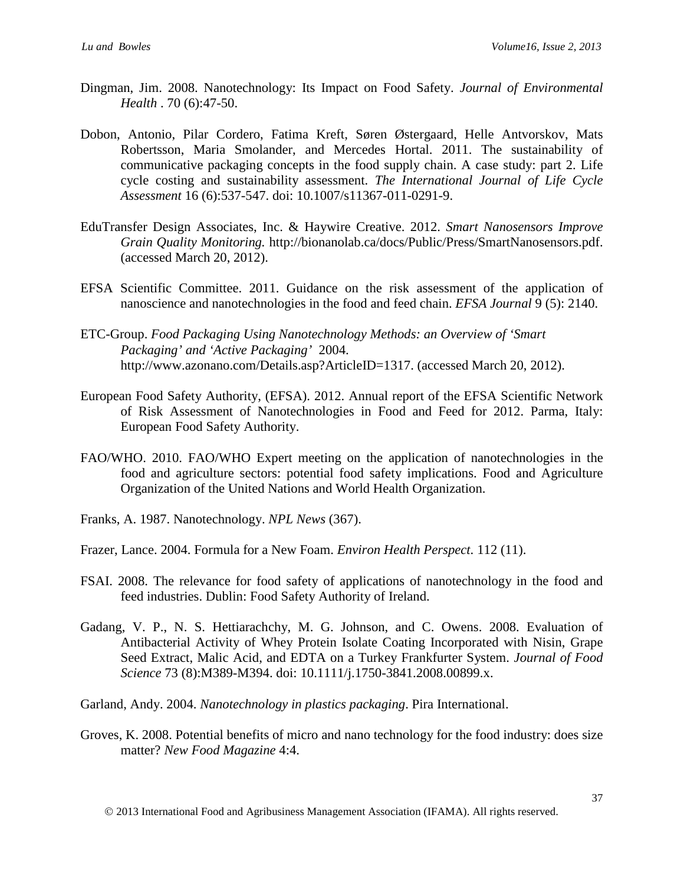Dingman, Jim. 2008. Nanotechnology: Its Impact on Food Safety. *Journal of Environmental Health* . 70 (6):47-50.

Dobon, Antonio, Pilar Cordero, Fatima Kreft, Søren Østergaard, Helle Antvorskov, Mats Robertsson, Maria Smolander, and Mercedes Hortal. 2011. The sustainability of communicative packaging concepts in the food supply chain. A case study: part 2. Life cycle costing and sustainability assessment. *The International Journal of Life Cycle Assessment* 16 (6):537-547. doi: 10.1007/s11367-011-0291-9.

EduTransfer Design Associates, Inc. & Haywire Creative. 2012. *Smart Nanosensors Improve Grain Quality Monitoring.* http://bionanolab.ca/docs/Public/Press/SmartNanosensors.pdf. (accessed March 20, 2012).

EFSA Scientific Committee. 2011. Guidance on the risk assessment of the application of nanoscience and nanotechnologies in the food and feed chain. *EFSA Journal* 9 (5): 2140.

ETC-Group. *Food Packaging Using Nanotechnology Methods: an Overview of 'Smart Packaging' and 'Active Packaging'* 2004. http://www.azonano.com/Details.asp?ArticleID=1317. (accessed March 20, 2012).

European Food Safety Authority, (EFSA). 2012. Annual report of the EFSA Scientific Network of Risk Assessment of Nanotechnologies in Food and Feed for 2012. Parma, Italy: European Food Safety Authority.

FAO/WHO. 2010. FAO/WHO Expert meeting on the application of nanotechnologies in the food and agriculture sectors: potential food safety implications. Food and Agriculture Organization of the United Nations and World Health Organization.

Franks, A. 1987. Nanotechnology. *NPL News* (367).

Frazer, Lance. 2004. Formula for a New Foam. *Environ Health Perspect*. 112 (11).

FSAI. 2008. The relevance for food safety of applications of nanotechnology in the food and feed industries. Dublin: Food Safety Authority of Ireland.

Gadang, V. P., N. S. Hettiarachchy, M. G. Johnson, and C. Owens. 2008. Evaluation of Antibacterial Activity of Whey Protein Isolate Coating Incorporated with Nisin, Grape Seed Extract, Malic Acid, and EDTA on a Turkey Frankfurter System. *Journal of Food Science* 73 (8):M389-M394. doi: 10.1111/j.1750-3841.2008.00899.x.

Garland, Andy. 2004. *Nanotechnology in plastics packaging*. Pira International.

Groves, K. 2008. Potential benefits of micro and nano technology for the food industry: does size matter? *New Food Magazine* 4:4.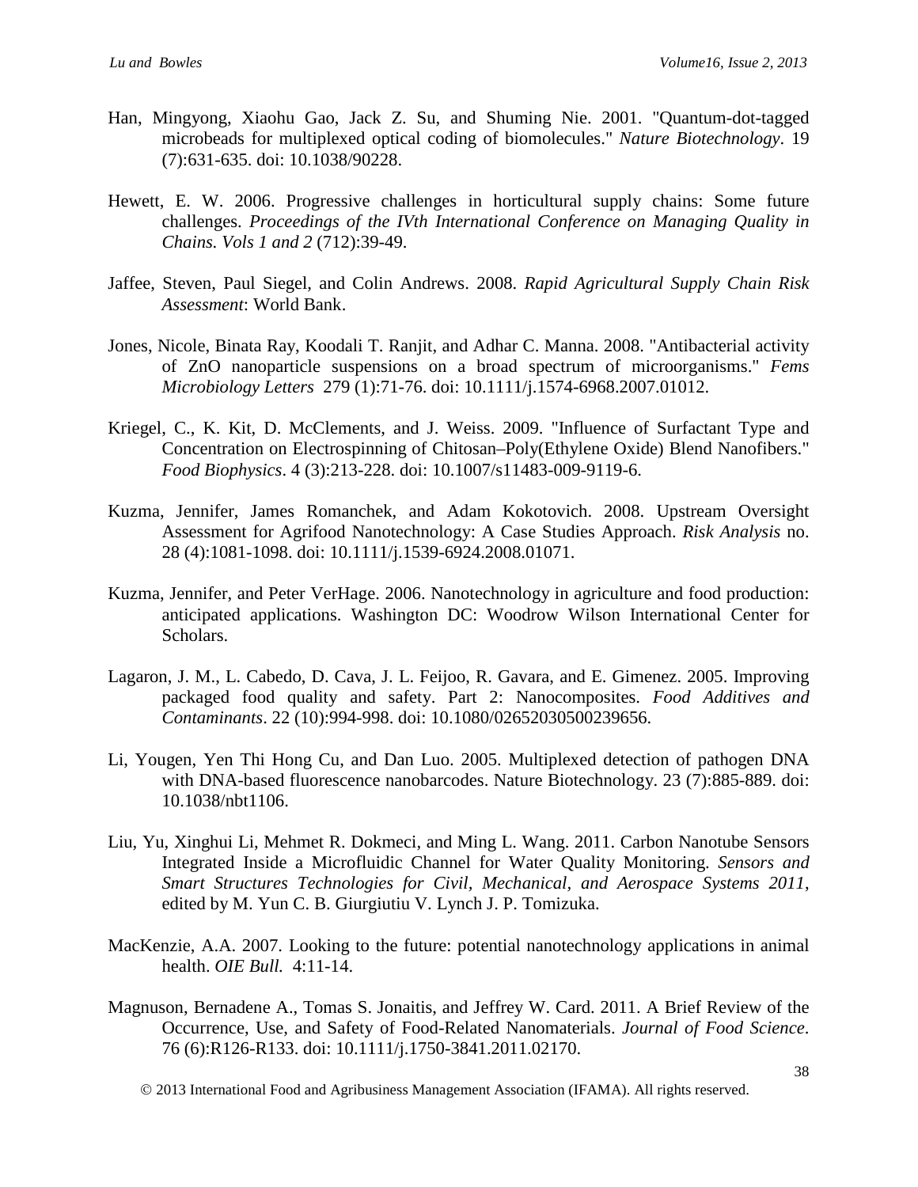Han, Mingyong, Xiaohu Gao, Jack Z. Su, and Shuming Nie. 2001. "Quantum-dot-tagged microbeads for multiplexed optical coding of biomolecules." *Nature Biotechnology*. 19 (7):631-635. doi: 10.1038/90228.

Hewett, E. W. 2006. Progressive challenges in horticultural supply chains: Some future challenges. *Proceedings of the IVth International Conference on Managing Quality in Chains. Vols 1 and 2* (712):39-49.

Jaffee, Steven, Paul Siegel, and Colin Andrews. 2008. *Rapid Agricultural Supply Chain Risk Assessment*: World Bank.

Jones, Nicole, Binata Ray, Koodali T. Ranjit, and Adhar C. Manna. 2008. "Antibacterial activity of ZnO nanoparticle suspensions on a broad spectrum of microorganisms." *Fems Microbiology Letters* 279 (1):71-76. doi: 10.1111/j.1574-6968.2007.01012.

Kriegel, C., K. Kit, D. McClements, and J. Weiss. 2009. "Influence of Surfactant Type and Concentration on Electrospinning of Chitosan–Poly(Ethylene Oxide) Blend Nanofibers." *Food Biophysics*. 4 (3):213-228. doi: 10.1007/s11483-009-9119-6.

Kuzma, Jennifer, James Romanchek, and Adam Kokotovich. 2008. Upstream Oversight Assessment for Agrifood Nanotechnology: A Case Studies Approach. *Risk Analysis* no. 28 (4):1081-1098. doi: 10.1111/j.1539-6924.2008.01071.

Kuzma, Jennifer, and Peter VerHage. 2006. Nanotechnology in agriculture and food production: anticipated applications. Washington DC: Woodrow Wilson International Center for Scholars.

Lagaron, J. M., L. Cabedo, D. Cava, J. L. Feijoo, R. Gavara, and E. Gimenez. 2005. Improving packaged food quality and safety. Part 2: Nanocomposites. *Food Additives and Contaminants*. 22 (10):994-998. doi: 10.1080/02652030500239656.

Li, Yougen, Yen Thi Hong Cu, and Dan Luo. 2005. Multiplexed detection of pathogen DNA with DNA-based fluorescence nanobarcodes. Nature Biotechnology. 23 (7):885-889. doi: 10.1038/nbt1106.

Liu, Yu, Xinghui Li, Mehmet R. Dokmeci, and Ming L. Wang. 2011. Carbon Nanotube Sensors Integrated Inside a Microfluidic Channel for Water Quality Monitoring. *Sensors and Smart Structures Technologies for Civil, Mechanical, and Aerospace Systems 2011*, edited by M. Yun C. B. Giurgiutiu V. Lynch J. P. Tomizuka.

MacKenzie, A.A. 2007. Looking to the future: potential nanotechnology applications in animal health. *OIE Bull.* 4:11-14.

Magnuson, Bernadene A., Tomas S. Jonaitis, and Jeffrey W. Card. 2011. A Brief Review of the Occurrence, Use, and Safety of Food-Related Nanomaterials. *Journal of Food Science*. 76 (6):R126-R133. doi: 10.1111/j.1750-3841.2011.02170.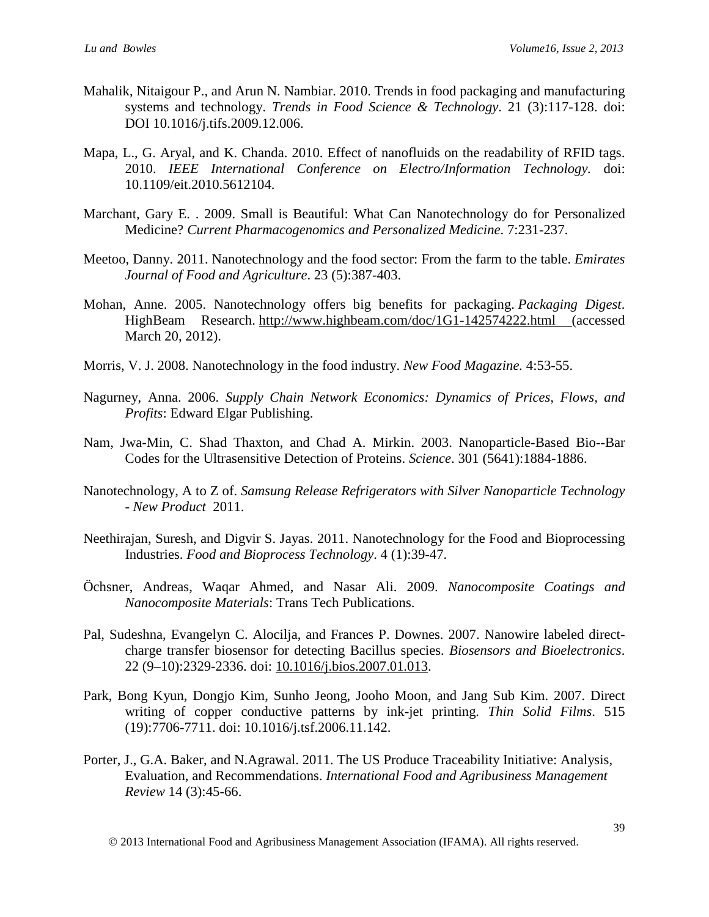Mahalik, Nitaigour P., and Arun N. Nambiar. 2010. Trends in food packaging and manufacturing systems and technology. *Trends in Food Science & Technology*. 21 (3):117-128. doi: DOI 10.1016/j.tifs.2009.12.006.

Mapa, L., G. Aryal, and K. Chanda. 2010. Effect of nanofluids on the readability of RFID tags. 2010. *IEEE International Conference on Electro/Information Technology.* doi: 10.1109/eit.2010.5612104.

Marchant, Gary E. . 2009. Small is Beautiful: What Can Nanotechnology do for Personalized Medicine? *Current Pharmacogenomics and Personalized Medicine*. 7:231-237.

Meetoo, Danny. 2011. Nanotechnology and the food sector: From the farm to the table. *Emirates Journal of Food and Agriculture*. 23 (5):387-403.

Mohan, Anne. 2005. Nanotechnology offers big benefits for packaging. *Packaging Digest*. HighBeam Research. http://www.highbeam.com/doc/1G1-142574222.html (accessed March 20, 2012).

Morris, V. J. 2008. Nanotechnology in the food industry. *New Food Magazine.* 4:53-55.

Nagurney, Anna. 2006. *Supply Chain Network Economics: Dynamics of Prices, Flows, and Profits*: Edward Elgar Publishing.

Nam, Jwa-Min, C. Shad Thaxton, and Chad A. Mirkin. 2003. Nanoparticle-Based Bio--Bar Codes for the Ultrasensitive Detection of Proteins. *Science*. 301 (5641):1884-1886.

Nanotechnology, A to Z of. *Samsung Release Refrigerators with Silver Nanoparticle Technology - New Product* 2011.

Neethirajan, Suresh, and Digvir S. Jayas. 2011. Nanotechnology for the Food and Bioprocessing Industries. *Food and Bioprocess Technology*. 4 (1):39-47.

Öchsner, Andreas, Waqar Ahmed, and Nasar Ali. 2009. *Nanocomposite Coatings and Nanocomposite Materials*: Trans Tech Publications.

Pal, Sudeshna, Evangelyn C. Alocilja, and Frances P. Downes. 2007. Nanowire labeled direct-charge transfer biosensor for detecting Bacillus species. *Biosensors and Bioelectronics*. 22 (9–10):2329-2336. doi: 10.1016/j.bios.2007.01.013.

Park, Bong Kyun, Dongjo Kim, Sunho Jeong, Jooho Moon, and Jang Sub Kim. 2007. Direct writing of copper conductive patterns by ink-jet printing. *Thin Solid Films*. 515 (19):7706-7711. doi: 10.1016/j.tsf.2006.11.142.

Porter, J., G.A. Baker, and N.Agrawal. 2011. The US Produce Traceability Initiative: Analysis, Evaluation, and Recommendations. *International Food and Agribusiness Management Review* 14 (3):45-66.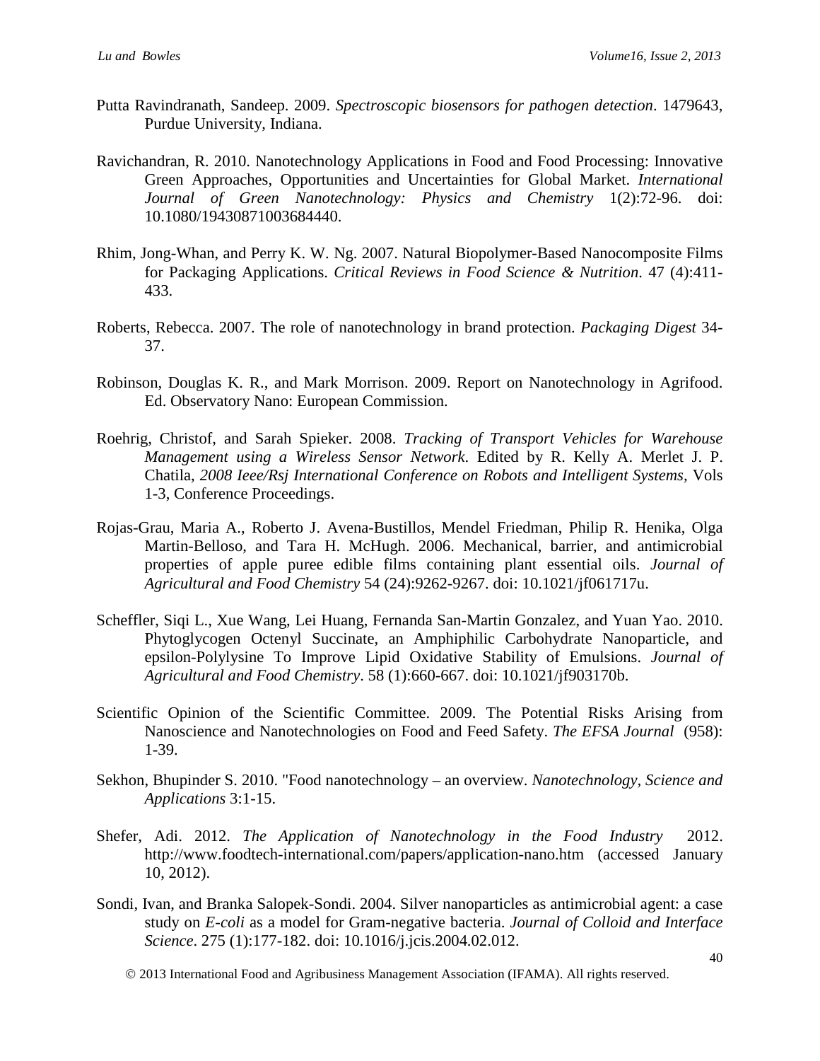Putta Ravindranath, Sandeep. 2009. *Spectroscopic biosensors for pathogen detection*. 1479643, Purdue University, Indiana.

Ravichandran, R. 2010. Nanotechnology Applications in Food and Food Processing: Innovative Green Approaches, Opportunities and Uncertainties for Global Market. *International Journal of Green Nanotechnology: Physics and Chemistry* 1(2):72-96. doi: 10.1080/19430871003684440.

Rhim, Jong-Whan, and Perry K. W. Ng. 2007. Natural Biopolymer-Based Nanocomposite Films for Packaging Applications. *Critical Reviews in Food Science & Nutrition*. 47 (4):411-433.

Roberts, Rebecca. 2007. The role of nanotechnology in brand protection. *Packaging Digest* 34-37.

Robinson, Douglas K. R., and Mark Morrison. 2009. Report on Nanotechnology in Agrifood. Ed. Observatory Nano: European Commission.

Roehrig, Christof, and Sarah Spieker. 2008. *Tracking of Transport Vehicles for Warehouse Management using a Wireless Sensor Network*. Edited by R. Kelly A. Merlet J. P. Chatila, *2008 Ieee/Rsj International Conference on Robots and Intelligent Systems*, Vols 1-3, Conference Proceedings.

Rojas-Grau, Maria A., Roberto J. Avena-Bustillos, Mendel Friedman, Philip R. Henika, Olga Martin-Belloso, and Tara H. McHugh. 2006. Mechanical, barrier, and antimicrobial properties of apple puree edible films containing plant essential oils. *Journal of Agricultural and Food Chemistry* 54 (24):9262-9267. doi: 10.1021/jf061717u.

Scheffler, Siqi L., Xue Wang, Lei Huang, Fernanda San-Martin Gonzalez, and Yuan Yao. 2010. Phytoglycogen Octenyl Succinate, an Amphiphilic Carbohydrate Nanoparticle, and epsilon-Polylysine To Improve Lipid Oxidative Stability of Emulsions. *Journal of Agricultural and Food Chemistry*. 58 (1):660-667. doi: 10.1021/jf903170b.

Scientific Opinion of the Scientific Committee. 2009. The Potential Risks Arising from Nanoscience and Nanotechnologies on Food and Feed Safety. *The EFSA Journal* (958): 1-39.

Sekhon, Bhupinder S. 2010. "Food nanotechnology – an overview. *Nanotechnology, Science and Applications* 3:1-15.

Shefer, Adi. 2012. *The Application of Nanotechnology in the Food Industry* 2012. http://www.foodtech-international.com/papers/application-nano.htm (accessed January 10, 2012).

Sondi, Ivan, and Branka Salopek-Sondi. 2004. Silver nanoparticles as antimicrobial agent: a case study on *E-coli* as a model for Gram-negative bacteria. *Journal of Colloid and Interface Science*. 275 (1):177-182. doi: 10.1016/j.jcis.2004.02.012.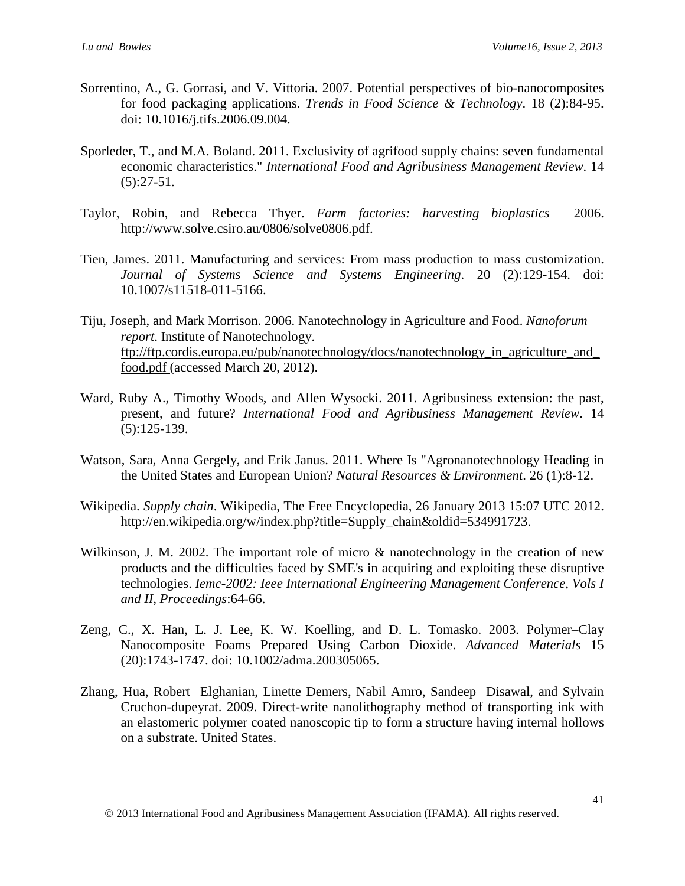Sorrentino, A., G. Gorrasi, and V. Vittoria. 2007. Potential perspectives of bio-nanocomposites for food packaging applications. *Trends in Food Science & Technology*. 18 (2):84-95. doi: 10.1016/j.tifs.2006.09.004.

Sporleder, T., and M.A. Boland. 2011. Exclusivity of agrifood supply chains: seven fundamental economic characteristics." *International Food and Agribusiness Management Review*. 14 (5):27-51.

Taylor, Robin, and Rebecca Thyer. *Farm factories: harvesting bioplastics* 2006. http://www.solve.csiro.au/0806/solve0806.pdf.

Tien, James. 2011. Manufacturing and services: From mass production to mass customization. *Journal of Systems Science and Systems Engineering*. 20 (2):129-154. doi: 10.1007/s11518-011-5166.

Tiju, Joseph, and Mark Morrison. 2006. Nanotechnology in Agriculture and Food. *Nanoforum report*. Institute of Nanotechnology. ftp://ftp.cordis.europa.eu/pub/nanotechnology/docs/nanotechnology_in_agriculture_and_food.pdf (accessed March 20, 2012).

Ward, Ruby A., Timothy Woods, and Allen Wysocki. 2011. Agribusiness extension: the past, present, and future? *International Food and Agribusiness Management Review*. 14 (5):125-139.

Watson, Sara, Anna Gergely, and Erik Janus. 2011. Where Is "Agronanotechnology Heading in the United States and European Union? *Natural Resources & Environment*. 26 (1):8-12.

Wikipedia. *Supply chain*. Wikipedia, The Free Encyclopedia, 26 January 2013 15:07 UTC 2012. http://en.wikipedia.org/w/index.php?title=Supply_chain&oldid=534991723.

Wilkinson, J. M. 2002. The important role of micro & nanotechnology in the creation of new products and the difficulties faced by SME's in acquiring and exploiting these disruptive technologies. *Iemc-2002: Ieee International Engineering Management Conference, Vols I and II, Proceedings*:64-66.

Zeng, C., X. Han, L. J. Lee, K. W. Koelling, and D. L. Tomasko. 2003. Polymer–Clay Nanocomposite Foams Prepared Using Carbon Dioxide. *Advanced Materials* 15 (20):1743-1747. doi: 10.1002/adma.200305065.

Zhang, Hua, Robert Elghanian, Linette Demers, Nabil Amro, Sandeep Disawal, and Sylvain Cruchon-dupeyrat. 2009. Direct-write nanolithography method of transporting ink with an elastomeric polymer coated nanoscopic tip to form a structure having internal hollows on a substrate. United States.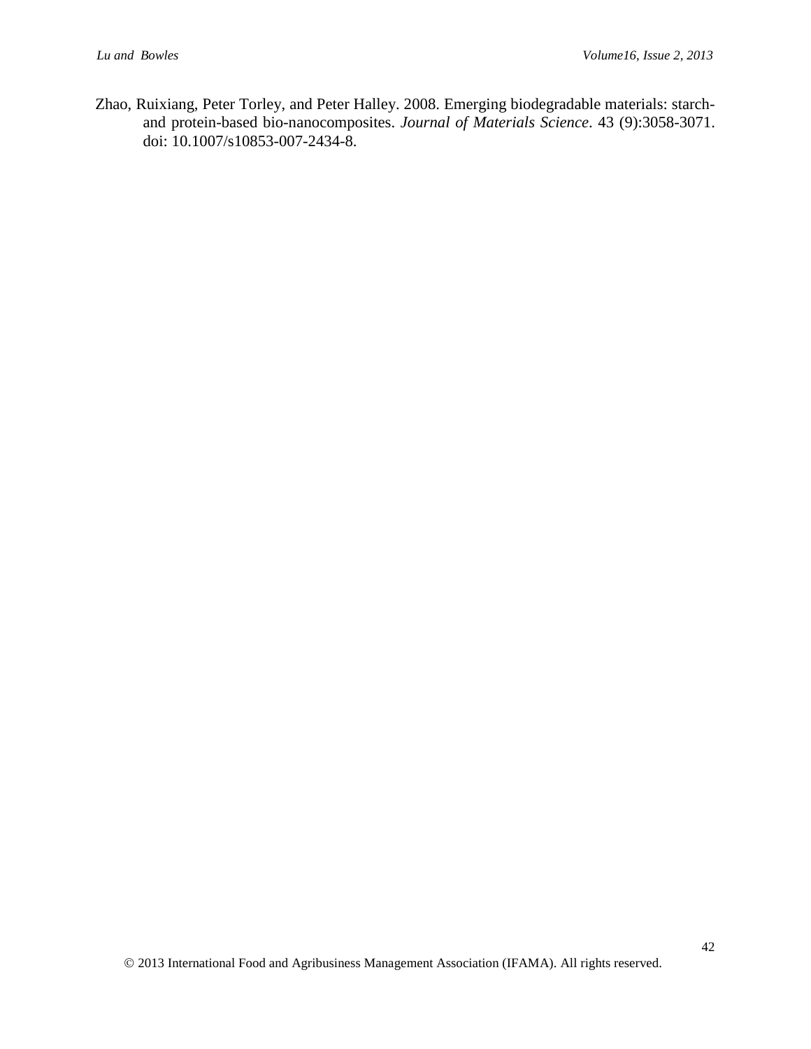Zhao, Ruixiang, Peter Torley, and Peter Halley. 2008. Emerging biodegradable materials: starch- and protein-based bio-nanocomposites. *Journal of Materials Science*. 43 (9):3058-3071. doi: 10.1007/s10853-007-2434-8.